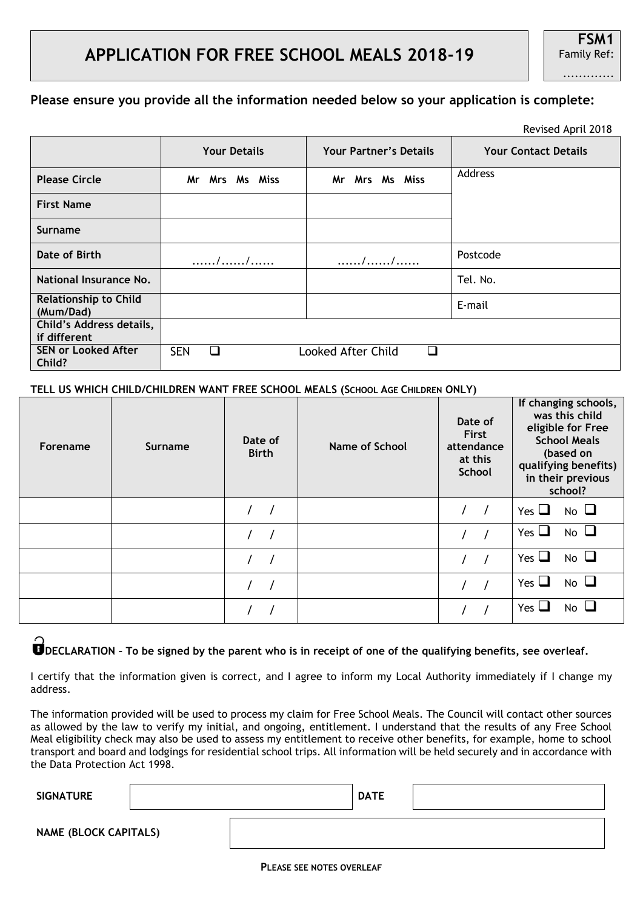# APPLICATION FOR FREE SCHOOL MEALS 2018-19

**FSM1**
Family Ref:
………….

**Please ensure you provide all the information needed below so your application is complete:**

Revised April 2018

| | Your Details | Your Partner's Details | Your Contact Details |
|---|---|---|---|
| **Please Circle** | Mr Mrs Ms Miss | Mr Mrs Ms Miss | Address |
| **First Name** | | | |
| **Surname** | | | |
| **Date of Birth** | ……/……/…… | ……/……/…… | Postcode |
| **National Insurance No.** | | | Tel. No. |
| **Relationship to Child (Mum/Dad)** | | | E-mail |
| **Child's Address details, if different** | | | |
| **SEN or Looked After Child?** | SEN ❑ | Looked After Child ❑ | |

**TELL US WHICH CHILD/CHILDREN WANT FREE SCHOOL MEALS (SCHOOL AGE CHILDREN ONLY)**

| Forename | Surname | Date of Birth | Name of School | Date of First attendance at this School | If changing schools, was this child eligible for Free School Meals (based on qualifying benefits) in their previous school? |
|---|---|---|---|---|---|
| | | / / | | / / | Yes ❑ No ❑ |
| | | / / | | / / | Yes ❑ No ❑ |
| | | / / | | / / | Yes ❑ No ❑ |
| | | / / | | / / | Yes ❑ No ❑ |
| | | / / | | / / | Yes ❑ No ❑ |

**DECLARATION – To be signed by the parent who is in receipt of one of the qualifying benefits, see overleaf.**

I certify that the information given is correct, and I agree to inform my Local Authority immediately if I change my address.

The information provided will be used to process my claim for Free School Meals. The Council will contact other sources as allowed by the law to verify my initial, and ongoing, entitlement. I understand that the results of any Free School Meal eligibility check may also be used to assess my entitlement to receive other benefits, for example, home to school transport and board and lodgings for residential school trips. All information will be held securely and in accordance with the Data Protection Act 1998.

**SIGNATURE** ______________________ **DATE** ______________________

**NAME (BLOCK CAPITALS)** ______________________

**PLEASE SEE NOTES OVERLEAF**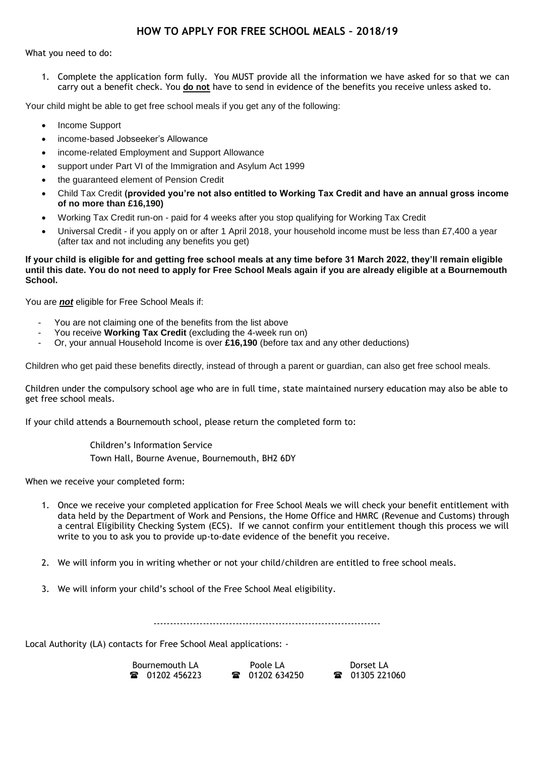# HOW TO APPLY FOR FREE SCHOOL MEALS – 2018/19

What you need to do:

1. Complete the application form fully. You MUST provide all the information we have asked for so that we can carry out a benefit check. You **do not** have to send in evidence of the benefits you receive unless asked to.

Your child might be able to get free school meals if you get any of the following:

- Income Support
- income-based Jobseeker's Allowance
- income-related Employment and Support Allowance
- support under Part VI of the Immigration and Asylum Act 1999
- the guaranteed element of Pension Credit
- Child Tax Credit **(provided you're not also entitled to Working Tax Credit and have an annual gross income of no more than £16,190)**
- Working Tax Credit run-on - paid for 4 weeks after you stop qualifying for Working Tax Credit
- Universal Credit - if you apply on or after 1 April 2018, your household income must be less than £7,400 a year (after tax and not including any benefits you get)

**If your child is eligible for and getting free school meals at any time before 31 March 2022, they'll remain eligible until this date. You do not need to apply for Free School Meals again if you are already eligible at a Bournemouth School.**

You are ***not*** eligible for Free School Meals if:

- You are not claiming one of the benefits from the list above
- You receive **Working Tax Credit** (excluding the 4-week run on)
- Or, your annual Household Income is over **£16,190** (before tax and any other deductions)

Children who get paid these benefits directly, instead of through a parent or guardian, can also get free school meals.

Children under the compulsory school age who are in full time, state maintained nursery education may also be able to get free school meals.

If your child attends a Bournemouth school, please return the completed form to:

Children's Information Service
Town Hall, Bourne Avenue, Bournemouth, BH2 6DY

When we receive your completed form:

1. Once we receive your completed application for Free School Meals we will check your benefit entitlement with data held by the Department of Work and Pensions, the Home Office and HMRC (Revenue and Customs) through a central Eligibility Checking System (ECS). If we cannot confirm your entitlement though this process we will write to you to ask you to provide up-to-date evidence of the benefit you receive.
2. We will inform you in writing whether or not your child/children are entitled to free school meals.
3. We will inform your child's school of the Free School Meal eligibility.

---

Local Authority (LA) contacts for Free School Meal applications: -

| Bournemouth LA | Poole LA | Dorset LA |
|---|---|---|
| ☎ 01202 456223 | ☎ 01202 634250 | ☎ 01305 221060 |